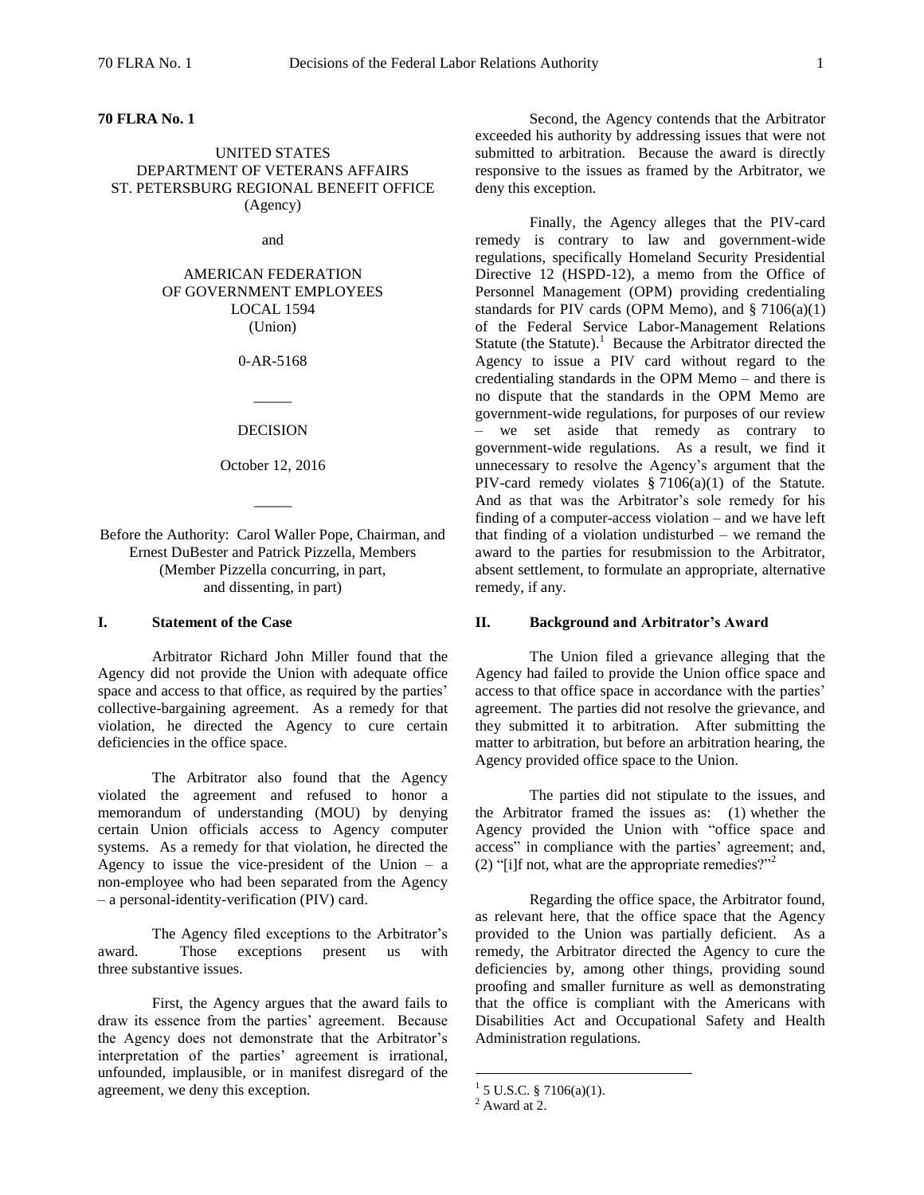**70 FLRA No. 1**

UNITED STATES
DEPARTMENT OF VETERANS AFFAIRS
ST. PETERSBURG REGIONAL BENEFIT OFFICE
(Agency)

and

AMERICAN FEDERATION
OF GOVERNMENT EMPLOYEES
LOCAL 1594
(Union)

0-AR-5168

_____

DECISION

October 12, 2016

_____

Before the Authority: Carol Waller Pope, Chairman, and Ernest DuBester and Patrick Pizzella, Members
(Member Pizzella concurring, in part, and dissenting, in part)

## I. Statement of the Case

Arbitrator Richard John Miller found that the Agency did not provide the Union with adequate office space and access to that office, as required by the parties' collective-bargaining agreement. As a remedy for that violation, he directed the Agency to cure certain deficiencies in the office space.

The Arbitrator also found that the Agency violated the agreement and refused to honor a memorandum of understanding (MOU) by denying certain Union officials access to Agency computer systems. As a remedy for that violation, he directed the Agency to issue the vice-president of the Union – a non-employee who had been separated from the Agency – a personal-identity-verification (PIV) card.

The Agency filed exceptions to the Arbitrator's award. Those exceptions present us with three substantive issues.

First, the Agency argues that the award fails to draw its essence from the parties' agreement. Because the Agency does not demonstrate that the Arbitrator's interpretation of the parties' agreement is irrational, unfounded, implausible, or in manifest disregard of the agreement, we deny this exception.

Second, the Agency contends that the Arbitrator exceeded his authority by addressing issues that were not submitted to arbitration. Because the award is directly responsive to the issues as framed by the Arbitrator, we deny this exception.

Finally, the Agency alleges that the PIV-card remedy is contrary to law and government-wide regulations, specifically Homeland Security Presidential Directive 12 (HSPD-12), a memo from the Office of Personnel Management (OPM) providing credentialing standards for PIV cards (OPM Memo), and § 7106(a)(1) of the Federal Service Labor-Management Relations Statute (the Statute).[1] Because the Arbitrator directed the Agency to issue a PIV card without regard to the credentialing standards in the OPM Memo – and there is no dispute that the standards in the OPM Memo are government-wide regulations, for purposes of our review – we set aside that remedy as contrary to government-wide regulations. As a result, we find it unnecessary to resolve the Agency's argument that the PIV-card remedy violates § 7106(a)(1) of the Statute. And as that was the Arbitrator's sole remedy for his finding of a computer-access violation – and we have left that finding of a violation undisturbed – we remand the award to the parties for resubmission to the Arbitrator, absent settlement, to formulate an appropriate, alternative remedy, if any.

## II. Background and Arbitrator's Award

The Union filed a grievance alleging that the Agency had failed to provide the Union office space and access to that office space in accordance with the parties' agreement. The parties did not resolve the grievance, and they submitted it to arbitration. After submitting the matter to arbitration, but before an arbitration hearing, the Agency provided office space to the Union.

The parties did not stipulate to the issues, and the Arbitrator framed the issues as: (1) whether the Agency provided the Union with "office space and access" in compliance with the parties' agreement; and, (2) "[i]f not, what are the appropriate remedies?"[2]

Regarding the office space, the Arbitrator found, as relevant here, that the office space that the Agency provided to the Union was partially deficient. As a remedy, the Arbitrator directed the Agency to cure the deficiencies by, among other things, providing sound proofing and smaller furniture as well as demonstrating that the office is compliant with the Americans with Disabilities Act and Occupational Safety and Health Administration regulations.

---

[1] 5 U.S.C. § 7106(a)(1).

[2] Award at 2.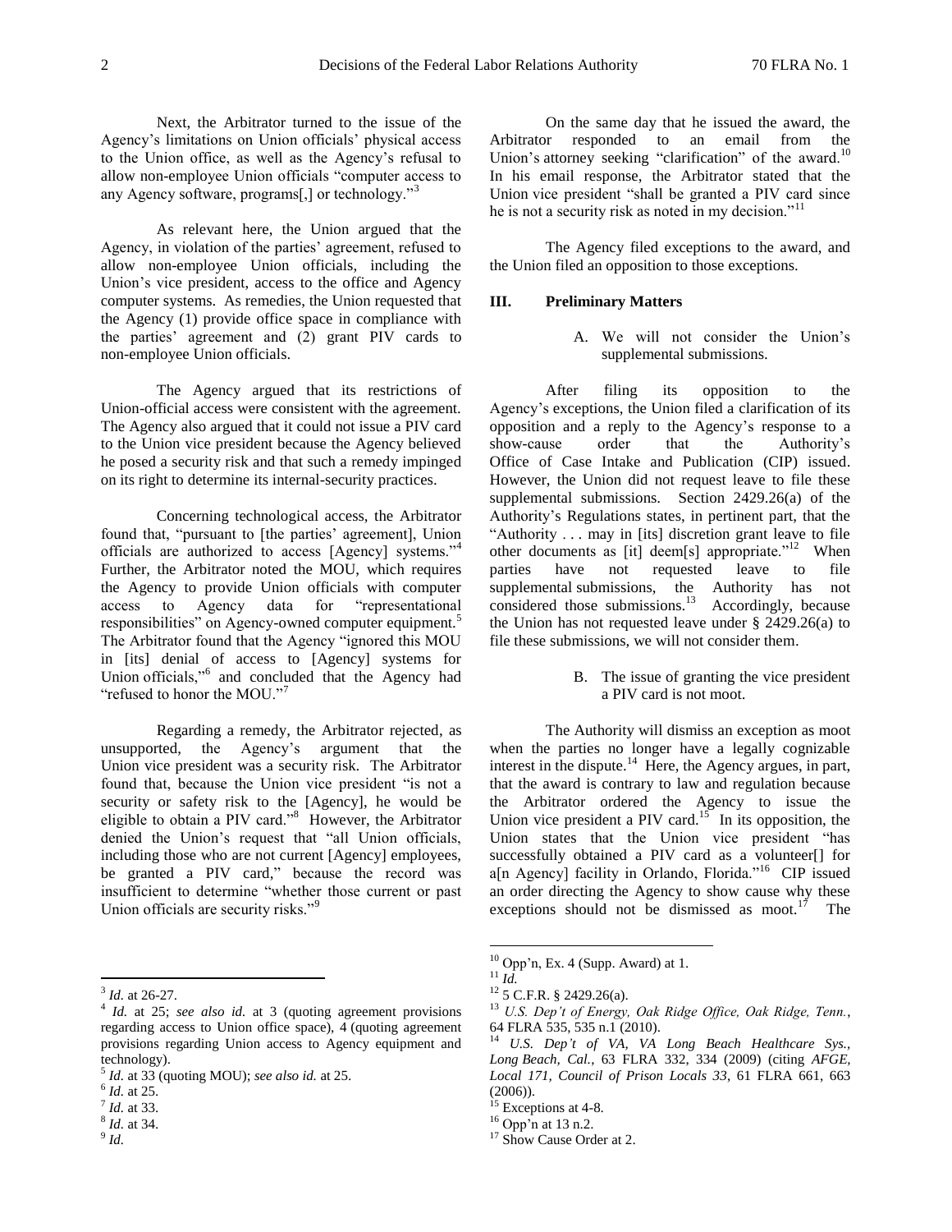Next, the Arbitrator turned to the issue of the Agency's limitations on Union officials' physical access to the Union office, as well as the Agency's refusal to allow non-employee Union officials "computer access to any Agency software, programs[,] or technology."[3]

As relevant here, the Union argued that the Agency, in violation of the parties' agreement, refused to allow non-employee Union officials, including the Union's vice president, access to the office and Agency computer systems. As remedies, the Union requested that the Agency (1) provide office space in compliance with the parties' agreement and (2) grant PIV cards to non-employee Union officials.

The Agency argued that its restrictions of Union-official access were consistent with the agreement. The Agency also argued that it could not issue a PIV card to the Union vice president because the Agency believed he posed a security risk and that such a remedy impinged on its right to determine its internal-security practices.

Concerning technological access, the Arbitrator found that, "pursuant to [the parties' agreement], Union officials are authorized to access [Agency] systems."[4] Further, the Arbitrator noted the MOU, which requires the Agency to provide Union officials with computer access to Agency data for "representational responsibilities" on Agency-owned computer equipment.[5] The Arbitrator found that the Agency "ignored this MOU in [its] denial of access to [Agency] systems for Union officials,"[6] and concluded that the Agency had "refused to honor the MOU."[7]

Regarding a remedy, the Arbitrator rejected, as unsupported, the Agency's argument that the Union vice president was a security risk. The Arbitrator found that, because the Union vice president "is not a security or safety risk to the [Agency], he would be eligible to obtain a PIV card."[8] However, the Arbitrator denied the Union's request that "all Union officials, including those who are not current [Agency] employees, be granted a PIV card," because the record was insufficient to determine "whether those current or past Union officials are security risks."[9]

On the same day that he issued the award, the Arbitrator responded to an email from the Union's attorney seeking "clarification" of the award.[10] In his email response, the Arbitrator stated that the Union vice president "shall be granted a PIV card since he is not a security risk as noted in my decision."[11]

The Agency filed exceptions to the award, and the Union filed an opposition to those exceptions.

## III. Preliminary Matters

### A. We will not consider the Union's supplemental submissions.

After filing its opposition to the Agency's exceptions, the Union filed a clarification of its opposition and a reply to the Agency's response to a show-cause order that the Authority's Office of Case Intake and Publication (CIP) issued. However, the Union did not request leave to file these supplemental submissions. Section 2429.26(a) of the Authority's Regulations states, in pertinent part, that the "Authority . . . may in [its] discretion grant leave to file other documents as [it] deem[s] appropriate."[12] When parties have not requested leave to file supplemental submissions, the Authority has not considered those submissions.[13] Accordingly, because the Union has not requested leave under § 2429.26(a) to file these submissions, we will not consider them.

### B. The issue of granting the vice president a PIV card is not moot.

The Authority will dismiss an exception as moot when the parties no longer have a legally cognizable interest in the dispute.[14] Here, the Agency argues, in part, that the award is contrary to law and regulation because the Arbitrator ordered the Agency to issue the Union vice president a PIV card.[15] In its opposition, the Union states that the Union vice president "has successfully obtained a PIV card as a volunteer[] for a[n Agency] facility in Orlando, Florida."[16] CIP issued an order directing the Agency to show cause why these exceptions should not be dismissed as moot.[17] The

---

[3] *Id.* at 26-27.

[4] *Id.* at 25; *see also id.* at 3 (quoting agreement provisions regarding access to Union office space), 4 (quoting agreement provisions regarding Union access to Agency equipment and technology).

[5] *Id.* at 33 (quoting MOU); *see also id.* at 25.

[6] *Id.* at 25.

[7] *Id.* at 33.

[8] *Id.* at 34.

[9] *Id.*

[10] Opp'n, Ex. 4 (Supp. Award) at 1.

[11] *Id.*

[12] 5 C.F.R. § 2429.26(a).

[13] *U.S. Dep't of Energy, Oak Ridge Office, Oak Ridge, Tenn.*, 64 FLRA 535, 535 n.1 (2010).

[14] *U.S. Dep't of VA, VA Long Beach Healthcare Sys., Long Beach, Cal.*, 63 FLRA 332, 334 (2009) (citing *AFGE, Local 171, Council of Prison Locals 33*, 61 FLRA 661, 663 (2006)).

[15] Exceptions at 4-8.

[16] Opp'n at 13 n.2.

[17] Show Cause Order at 2.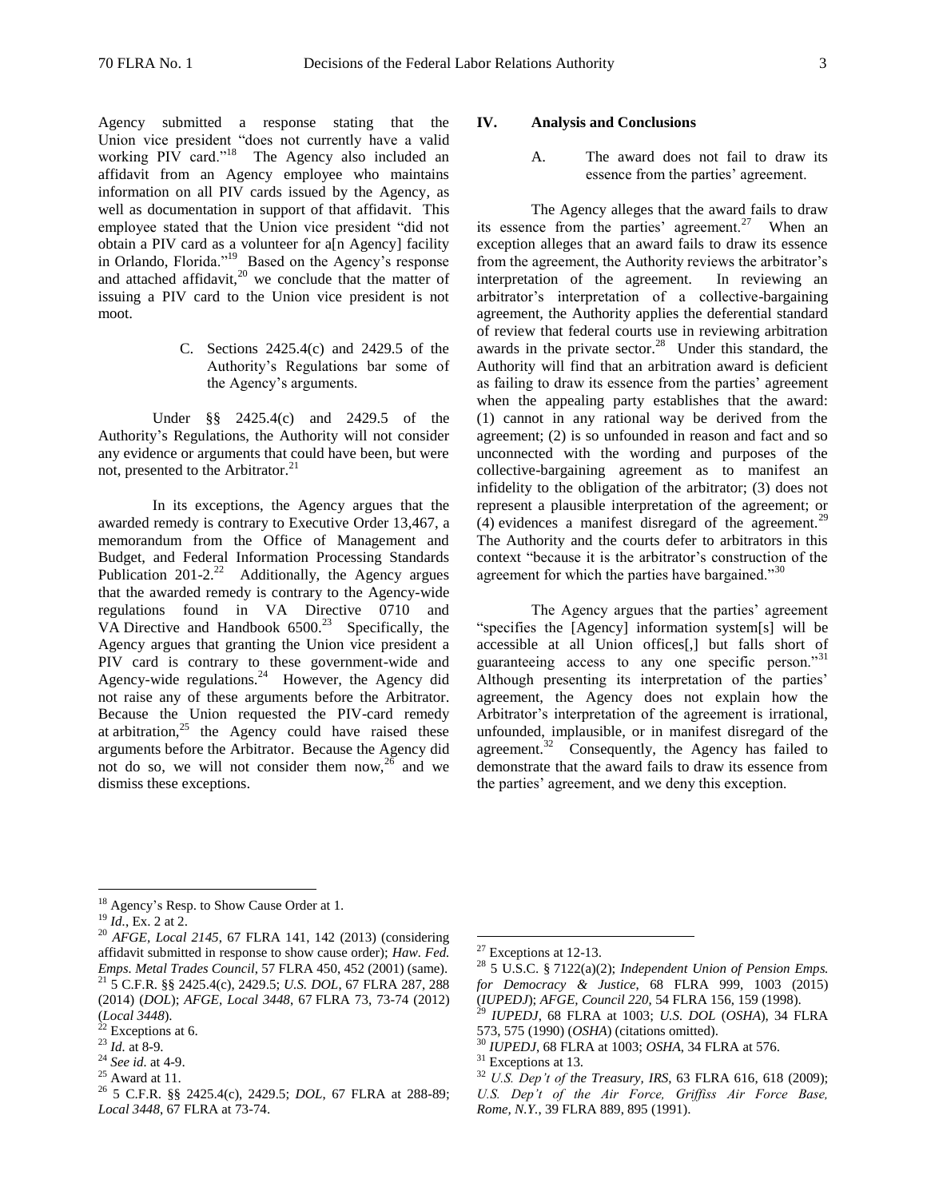Agency submitted a response stating that the Union vice president "does not currently have a valid working PIV card."[18] The Agency also included an affidavit from an Agency employee who maintains information on all PIV cards issued by the Agency, as well as documentation in support of that affidavit. This employee stated that the Union vice president "did not obtain a PIV card as a volunteer for a[n Agency] facility in Orlando, Florida."[19] Based on the Agency's response and attached affidavit,[20] we conclude that the matter of issuing a PIV card to the Union vice president is not moot.

### C. Sections 2425.4(c) and 2429.5 of the Authority's Regulations bar some of the Agency's arguments.

Under §§ 2425.4(c) and 2429.5 of the Authority's Regulations, the Authority will not consider any evidence or arguments that could have been, but were not, presented to the Arbitrator.[21]

In its exceptions, the Agency argues that the awarded remedy is contrary to Executive Order 13,467, a memorandum from the Office of Management and Budget, and Federal Information Processing Standards Publication 201-2.[22] Additionally, the Agency argues that the awarded remedy is contrary to the Agency-wide regulations found in VA Directive 0710 and VA Directive and Handbook 6500.[23] Specifically, the Agency argues that granting the Union vice president a PIV card is contrary to these government-wide and Agency-wide regulations.[24] However, the Agency did not raise any of these arguments before the Arbitrator. Because the Union requested the PIV-card remedy at arbitration,[25] the Agency could have raised these arguments before the Arbitrator. Because the Agency did not do so, we will not consider them now,[26] and we dismiss these exceptions.

## IV. Analysis and Conclusions

### A. The award does not fail to draw its essence from the parties' agreement.

The Agency alleges that the award fails to draw its essence from the parties' agreement.[27] When an exception alleges that an award fails to draw its essence from the agreement, the Authority reviews the arbitrator's interpretation of the agreement. In reviewing an arbitrator's interpretation of a collective-bargaining agreement, the Authority applies the deferential standard of review that federal courts use in reviewing arbitration awards in the private sector.[28] Under this standard, the Authority will find that an arbitration award is deficient as failing to draw its essence from the parties' agreement when the appealing party establishes that the award: (1) cannot in any rational way be derived from the agreement; (2) is so unfounded in reason and fact and so unconnected with the wording and purposes of the collective-bargaining agreement as to manifest an infidelity to the obligation of the arbitrator; (3) does not represent a plausible interpretation of the agreement; or (4) evidences a manifest disregard of the agreement.[29] The Authority and the courts defer to arbitrators in this context "because it is the arbitrator's construction of the agreement for which the parties have bargained."[30]

The Agency argues that the parties' agreement "specifies the [Agency] information system[s] will be accessible at all Union offices[,] but falls short of guaranteeing access to any one specific person."[31] Although presenting its interpretation of the parties' agreement, the Agency does not explain how the Arbitrator's interpretation of the agreement is irrational, unfounded, implausible, or in manifest disregard of the agreement.[32] Consequently, the Agency has failed to demonstrate that the award fails to draw its essence from the parties' agreement, and we deny this exception.

---

[18] Agency's Resp. to Show Cause Order at 1.

[19] *Id.*, Ex. 2 at 2.

[20] *AFGE, Local 2145*, 67 FLRA 141, 142 (2013) (considering affidavit submitted in response to show cause order); *Haw. Fed. Emps. Metal Trades Council*, 57 FLRA 450, 452 (2001) (same).

[21] 5 C.F.R. §§ 2425.4(c), 2429.5; *U.S. DOL*, 67 FLRA 287, 288 (2014) (*DOL*); *AFGE, Local 3448*, 67 FLRA 73, 73-74 (2012) (*Local 3448*).

[22] Exceptions at 6.

[23] *Id.* at 8-9.

[24] *See id.* at 4-9.

[25] Award at 11.

[26] 5 C.F.R. §§ 2425.4(c), 2429.5; *DOL*, 67 FLRA at 288-89; *Local 3448*, 67 FLRA at 73-74.

[27] Exceptions at 12-13.

[28] 5 U.S.C. § 7122(a)(2); *Independent Union of Pension Emps. for Democracy & Justice*, 68 FLRA 999, 1003 (2015) (*IUPEDJ*); *AFGE, Council 220*, 54 FLRA 156, 159 (1998).

[29] *IUPEDJ*, 68 FLRA at 1003; *U.S. DOL* (*OSHA*), 34 FLRA 573, 575 (1990) (*OSHA*) (citations omitted).

[30] *IUPEDJ*, 68 FLRA at 1003; *OSHA*, 34 FLRA at 576.

[31] Exceptions at 13.

[32] *U.S. Dep't of the Treasury, IRS*, 63 FLRA 616, 618 (2009); *U.S. Dep't of the Air Force, Griffiss Air Force Base, Rome, N.Y.*, 39 FLRA 889, 895 (1991).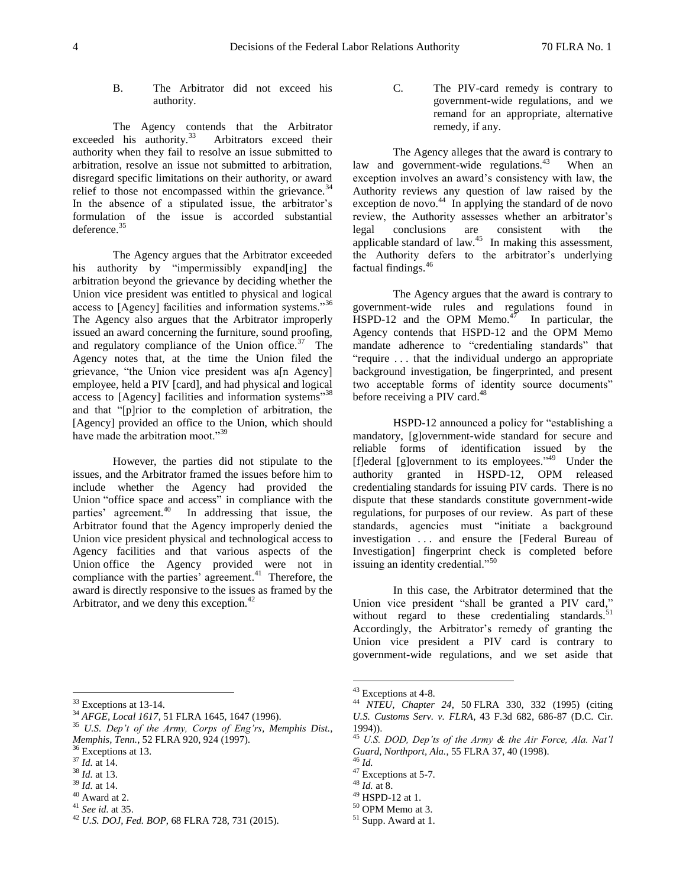### B. The Arbitrator did not exceed his authority.

The Agency contends that the Arbitrator exceeded his authority.[33] Arbitrators exceed their authority when they fail to resolve an issue submitted to arbitration, resolve an issue not submitted to arbitration, disregard specific limitations on their authority, or award relief to those not encompassed within the grievance.[34] In the absence of a stipulated issue, the arbitrator's formulation of the issue is accorded substantial deference.[35]

The Agency argues that the Arbitrator exceeded his authority by "impermissibly expand[ing] the arbitration beyond the grievance by deciding whether the Union vice president was entitled to physical and logical access to [Agency] facilities and information systems."[36] The Agency also argues that the Arbitrator improperly issued an award concerning the furniture, sound proofing, and regulatory compliance of the Union office.[37] The Agency notes that, at the time the Union filed the grievance, "the Union vice president was a[n Agency] employee, held a PIV [card], and had physical and logical access to [Agency] facilities and information systems"[38] and that "[p]rior to the completion of arbitration, the [Agency] provided an office to the Union, which should have made the arbitration moot."[39]

However, the parties did not stipulate to the issues, and the Arbitrator framed the issues before him to include whether the Agency had provided the Union "office space and access" in compliance with the parties' agreement.[40] In addressing that issue, the Arbitrator found that the Agency improperly denied the Union vice president physical and technological access to Agency facilities and that various aspects of the Union office the Agency provided were not in compliance with the parties' agreement.[41] Therefore, the award is directly responsive to the issues as framed by the Arbitrator, and we deny this exception.[42]

### C. The PIV-card remedy is contrary to government-wide regulations, and we remand for an appropriate, alternative remedy, if any.

The Agency alleges that the award is contrary to law and government-wide regulations.[43] When an exception involves an award's consistency with law, the Authority reviews any question of law raised by the exception de novo.[44] In applying the standard of de novo review, the Authority assesses whether an arbitrator's legal conclusions are consistent with the applicable standard of law.[45] In making this assessment, the Authority defers to the arbitrator's underlying factual findings.[46]

The Agency argues that the award is contrary to government-wide rules and regulations found in HSPD-12 and the OPM Memo.[47] In particular, the Agency contends that HSPD-12 and the OPM Memo mandate adherence to "credentialing standards" that "require . . . that the individual undergo an appropriate background investigation, be fingerprinted, and present two acceptable forms of identity source documents" before receiving a PIV card.[48]

HSPD-12 announced a policy for "establishing a mandatory, [g]overnment-wide standard for secure and reliable forms of identification issued by the [f]ederal [g]overnment to its employees."[49] Under the authority granted in HSPD-12, OPM released credentialing standards for issuing PIV cards. There is no dispute that these standards constitute government-wide regulations, for purposes of our review. As part of these standards, agencies must "initiate a background investigation . . . and ensure the [Federal Bureau of Investigation] fingerprint check is completed before issuing an identity credential."[50]

In this case, the Arbitrator determined that the Union vice president "shall be granted a PIV card," without regard to these credentialing standards.[51] Accordingly, the Arbitrator's remedy of granting the Union vice president a PIV card is contrary to government-wide regulations, and we set aside that

---

[33] Exceptions at 13-14.

[34] *AFGE, Local 1617*, 51 FLRA 1645, 1647 (1996).

[35] *U.S. Dep't of the Army, Corps of Eng'rs, Memphis Dist., Memphis, Tenn.*, 52 FLRA 920, 924 (1997).

[36] Exceptions at 13.

[37] *Id.* at 14.

[38] *Id.* at 13.

[39] *Id.* at 14.

[40] Award at 2.

[41] *See id.* at 35.

[42] *U.S. DOJ, Fed. BOP*, 68 FLRA 728, 731 (2015).

[43] Exceptions at 4-8.

[44] *NTEU, Chapter 24*, 50 FLRA 330, 332 (1995) (citing *U.S. Customs Serv. v. FLRA*, 43 F.3d 682, 686-87 (D.C. Cir. 1994)).

[45] *U.S. DOD, Dep'ts of the Army & the Air Force, Ala. Nat'l Guard, Northport, Ala.*, 55 FLRA 37, 40 (1998).

[46] *Id.*

[47] Exceptions at 5-7.

[48] *Id.* at 8.

[49] HSPD-12 at 1.

[50] OPM Memo at 3.

[51] Supp. Award at 1.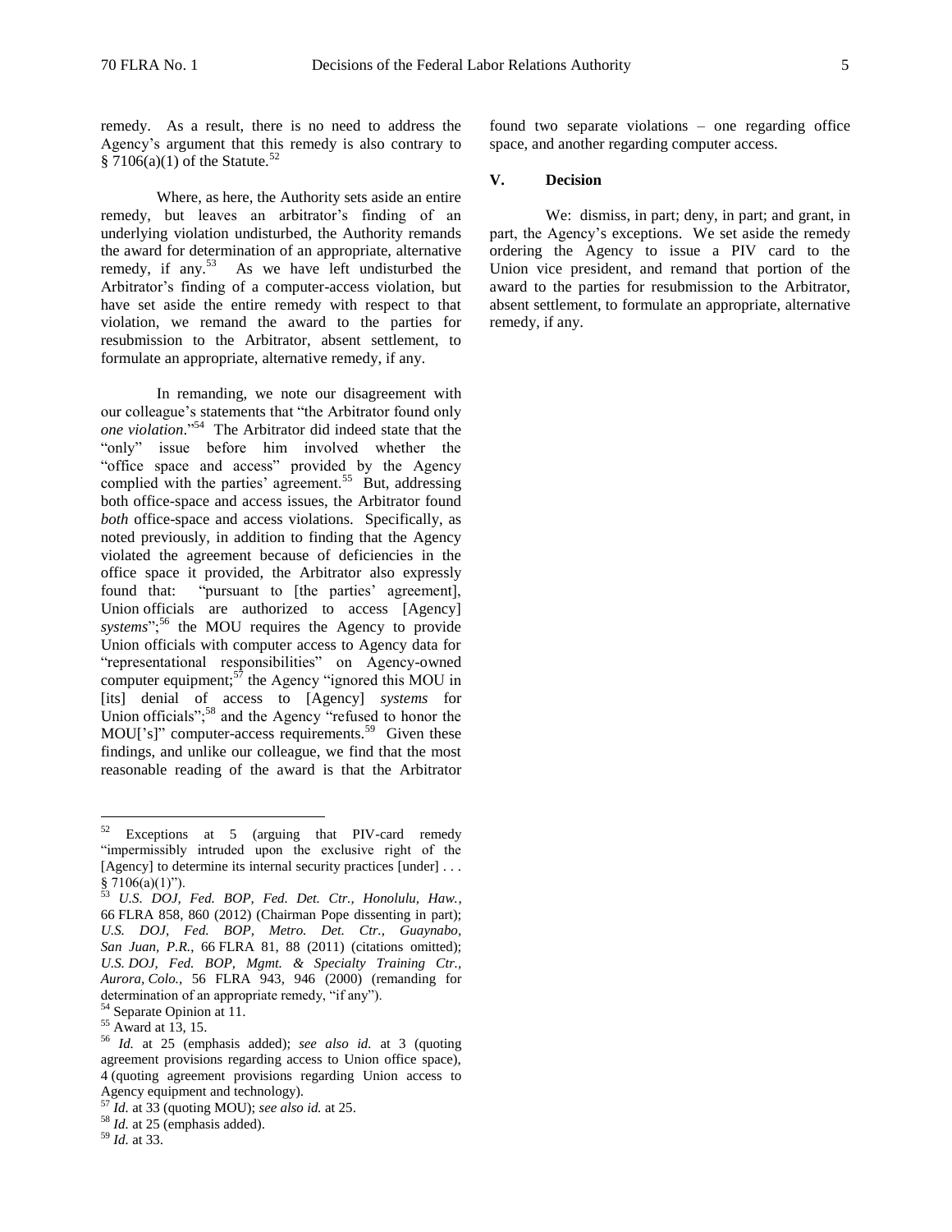remedy. As a result, there is no need to address the Agency's argument that this remedy is also contrary to § 7106(a)(1) of the Statute.[52]

Where, as here, the Authority sets aside an entire remedy, but leaves an arbitrator's finding of an underlying violation undisturbed, the Authority remands the award for determination of an appropriate, alternative remedy, if any.[53] As we have left undisturbed the Arbitrator's finding of a computer-access violation, but have set aside the entire remedy with respect to that violation, we remand the award to the parties for resubmission to the Arbitrator, absent settlement, to formulate an appropriate, alternative remedy, if any.

In remanding, we note our disagreement with our colleague's statements that "the Arbitrator found only *one violation*."[54] The Arbitrator did indeed state that the "only" issue before him involved whether the "office space and access" provided by the Agency complied with the parties' agreement.[55] But, addressing both office-space and access issues, the Arbitrator found *both* office-space and access violations. Specifically, as noted previously, in addition to finding that the Agency violated the agreement because of deficiencies in the office space it provided, the Arbitrator also expressly found that: "pursuant to [the parties' agreement], Union officials are authorized to access [Agency] *systems*";[56] the MOU requires the Agency to provide Union officials with computer access to Agency data for "representational responsibilities" on Agency-owned computer equipment;[57] the Agency "ignored this MOU in [its] denial of access to [Agency] *systems* for Union officials";[58] and the Agency "refused to honor the MOU['s]" computer-access requirements.[59] Given these findings, and unlike our colleague, we find that the most reasonable reading of the award is that the Arbitrator found two separate violations – one regarding office space, and another regarding computer access.

## V. Decision

We: dismiss, in part; deny, in part; and grant, in part, the Agency's exceptions. We set aside the remedy ordering the Agency to issue a PIV card to the Union vice president, and remand that portion of the award to the parties for resubmission to the Arbitrator, absent settlement, to formulate an appropriate, alternative remedy, if any.

---

[52] Exceptions at 5 (arguing that PIV-card remedy "impermissibly intruded upon the exclusive right of the [Agency] to determine its internal security practices [under] . . . § 7106(a)(1)").

[53] *U.S. DOJ, Fed. BOP, Fed. Det. Ctr., Honolulu, Haw.*, 66 FLRA 858, 860 (2012) (Chairman Pope dissenting in part); *U.S. DOJ, Fed. BOP, Metro. Det. Ctr., Guaynabo, San Juan, P.R.*, 66 FLRA 81, 88 (2011) (citations omitted); *U.S. DOJ, Fed. BOP, Mgmt. & Specialty Training Ctr., Aurora, Colo.*, 56 FLRA 943, 946 (2000) (remanding for determination of an appropriate remedy, "if any").

[54] Separate Opinion at 11.

[55] Award at 13, 15.

[56] *Id.* at 25 (emphasis added); *see also id.* at 3 (quoting agreement provisions regarding access to Union office space), 4 (quoting agreement provisions regarding Union access to Agency equipment and technology).

[57] *Id.* at 33 (quoting MOU); *see also id.* at 25.

[58] *Id.* at 25 (emphasis added).

[59] *Id.* at 33.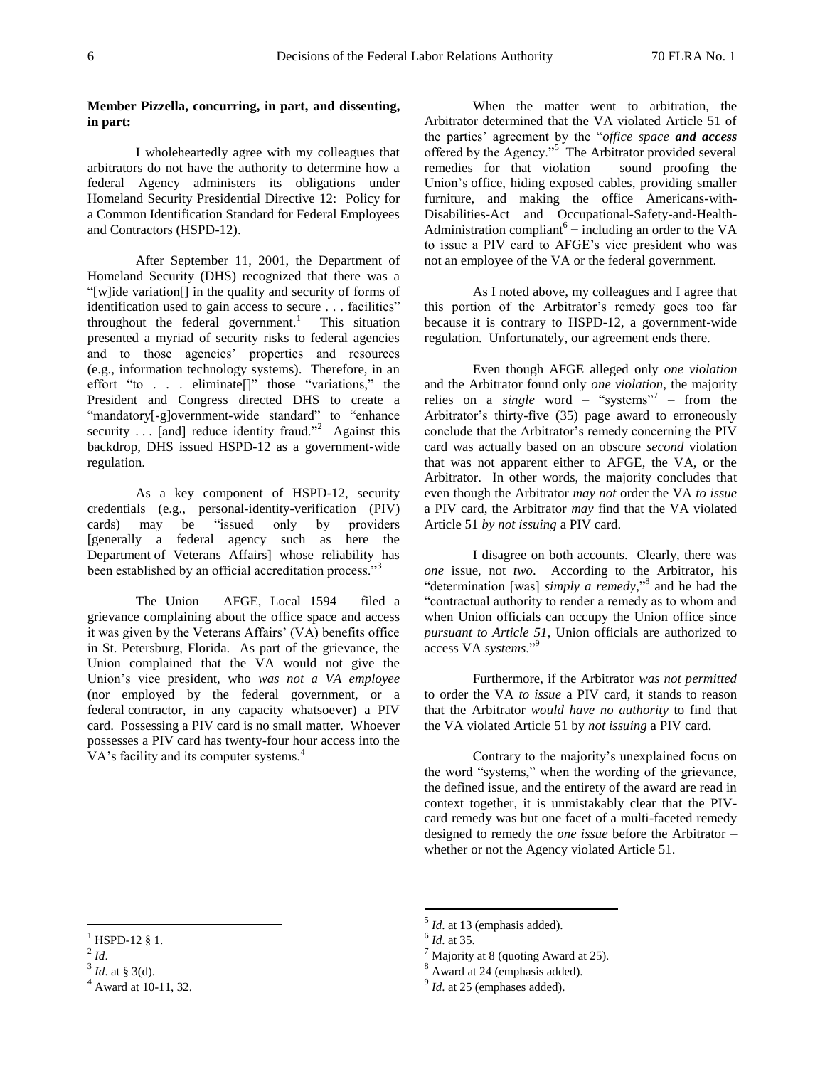**Member Pizzella, concurring, in part, and dissenting, in part:**

I wholeheartedly agree with my colleagues that arbitrators do not have the authority its determine how a federal Agency administers its obligations under Homeland Security Presidential Directive 12: Policy for a Common Identification Standard for Federal Employees and Contractors (HSPD-12).

After September 11, 2001, the Department of Homeland Security (DHS) recognized that there was a "[w]ide variation[] in the quality and security of forms of identification used to gain access to secure . . . facilities" throughout the federal government.[1] This situation presented a myriad of security risks to federal agencies and to those agencies' properties and resources (e.g., information technology systems). Therefore, in an effort "to . . . eliminate[]" those "variations," the President and Congress directed DHS to create a "mandatory[-g]overnment-wide standard" to "enhance security . . . [and] reduce identity fraud."[2] Against this backdrop, DHS issued HSPD-12 as a government-wide regulation.

As a key component of HSPD-12, security credentials (e.g., personal-identity-verification (PIV) cards) may be "issued only by providers [generally a federal agency such as here the Department of Veterans Affairs] whose reliability has been established by an official accreditation process."[3]

The Union – AFGE, Local 1594 – filed a grievance complaining about the office space and access it was given by the Veterans Affairs' (VA) benefits office in St. Petersburg, Florida. As part of the grievance, the Union complained that the VA would not give the Union's vice president, who *was not a VA employee* (nor employed by the federal government, or a federal contractor, in any capacity whatsoever) a PIV card. Possessing a PIV card is no small matter. Whoever possesses a PIV card has twenty-four hour access into the VA's facility and its computer systems.[4]

When the matter went to arbitration, the Arbitrator determined that the VA violated Article 51 of the parties' agreement by the "*office space **and access*** offered by the Agency."[5] The Arbitrator provided several remedies for that violation – sound proofing the Union's office, hiding exposed cables, providing smaller furniture, and making the office Americans-with-Disabilities-Act and Occupational-Safety-and-Health-Administration compliant[6] − including an order to the VA to issue a PIV card to AFGE's vice president who was not an employee of the VA or the federal government.

As I noted above, my colleagues and I agree that this portion of the Arbitrator's remedy goes too far because it is contrary to HSPD-12, a government-wide regulation. Unfortunately, our agreement ends there.

Even though AFGE alleged only *one violation* and the Arbitrator found only *one violation*, the majority relies on a *single* word – "systems"[7] – from the Arbitrator's thirty-five (35) page award to erroneously conclude that the Arbitrator's remedy concerning the PIV card was actually based on an obscure *second* violation that was not apparent either to AFGE, the VA, or the Arbitrator. In other words, the majority concludes that even though the Arbitrator *may not* order the VA *to issue* a PIV card, the Arbitrator *may* find that the VA violated Article 51 *by not issuing* a PIV card.

I disagree on both accounts. Clearly, there was *one* issue, not *two*. According to the Arbitrator, his "determination [was] *simply a remedy*,"[8] and he had the "contractual authority to render a remedy as to whom and when Union officials can occupy the Union office since *pursuant to Article 51*, Union officials are authorized to access VA *systems*."[9]

Furthermore, if the Arbitrator *was not permitted* to order the VA *to issue* a PIV card, it stands to reason that the Arbitrator *would have no authority* to find that the VA violated Article 51 by *not issuing* a PIV card.

Contrary to the majority's unexplained focus on the word "systems," when the wording of the grievance, the defined issue, and the entirety of the award are read in context together, it is unmistakably clear that the PIV-card remedy was but one facet of a multi-faceted remedy designed to remedy the *one issue* before the Arbitrator – whether or not the Agency violated Article 51.

---

[1] HSPD-12 § 1.

[2] *Id*.

[3] *Id*. at § 3(d).

[4] Award at 10-11, 32.

[5] *Id*. at 13 (emphasis added).

[6] *Id*. at 35.

[7] Majority at 8 (quoting Award at 25).

[8] Award at 24 (emphasis added).

[9] *Id*. at 25 (emphases added).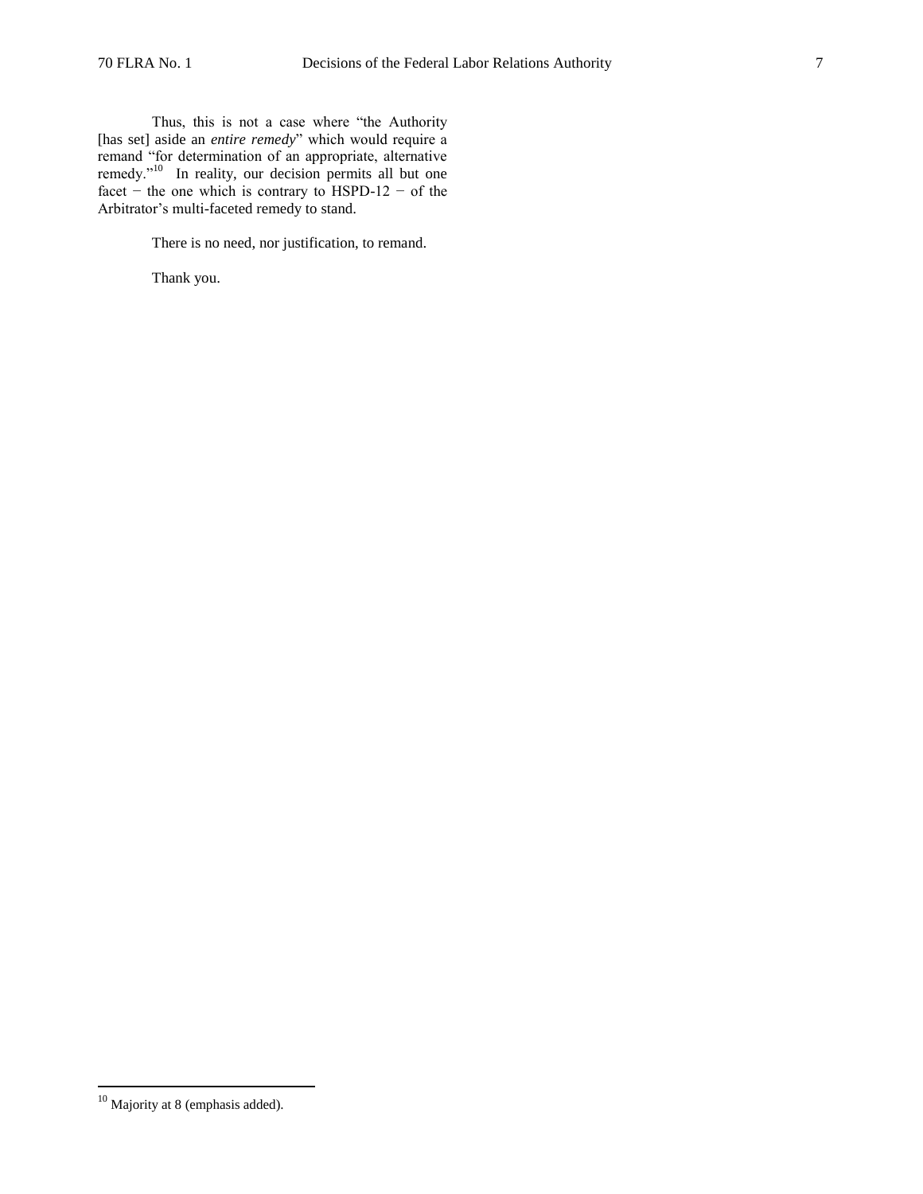Thus, this is not a case where "the Authority [has set] aside an *entire remedy*" which would require a remand "for determination of an appropriate, alternative remedy."[10] In reality, our decision permits all but one facet − the one which is contrary to HSPD-12 − of the Arbitrator's multi-faceted remedy to stand.

There is no need, nor justification, to remand.

Thank you.

---

[10] Majority at 8 (emphasis added).